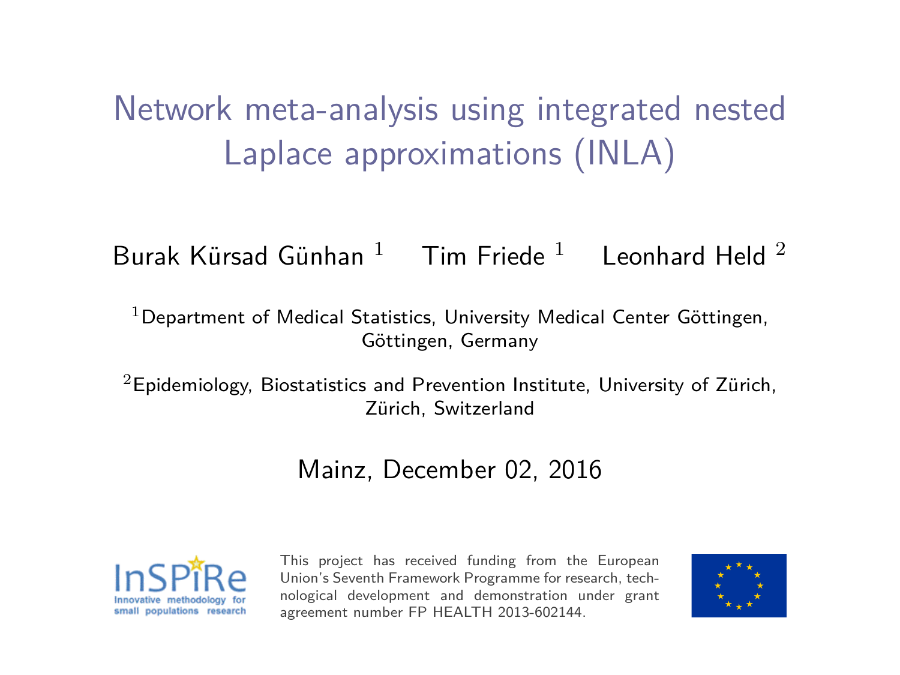# Network meta-analysis using integrated nested Laplace approximations (INLA)

Burak Kürsad Günhan [1] Tim Friede [1] Leonhard Held [2]

[1]Department of Medical Statistics, University Medical Center Göttingen, Göttingen, Germany

[2]Epidemiology, Biostatistics and Prevention Institute, University of Zürich, Zürich, Switzerland

Mainz, December 02, 2016

InSPiRe
Innovative methodology for small populations research

This project has received funding from the European Union's Seventh Framework Programme for research, technological development and demonstration under grant agreement number FP HEALTH 2013-602144.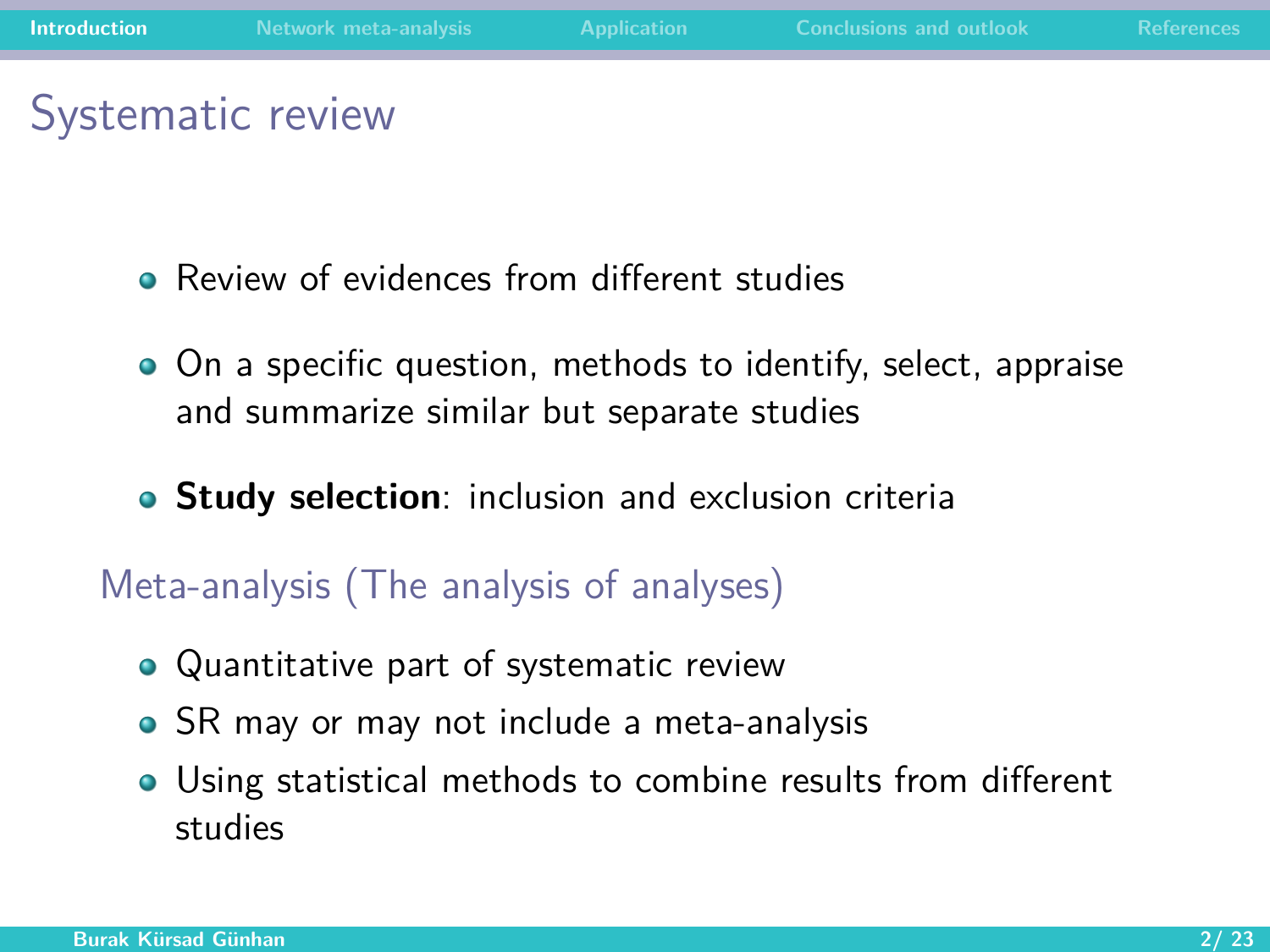# Systematic review

- Review of evidences from different studies
- On a specific question, methods to identify, select, appraise and summarize similar but separate studies
- **Study selection**: inclusion and exclusion criteria

## Meta-analysis (The analysis of analyses)

- Quantitative part of systematic review
- SR may or may not include a meta-analysis
- Using statistical methods to combine results from different studies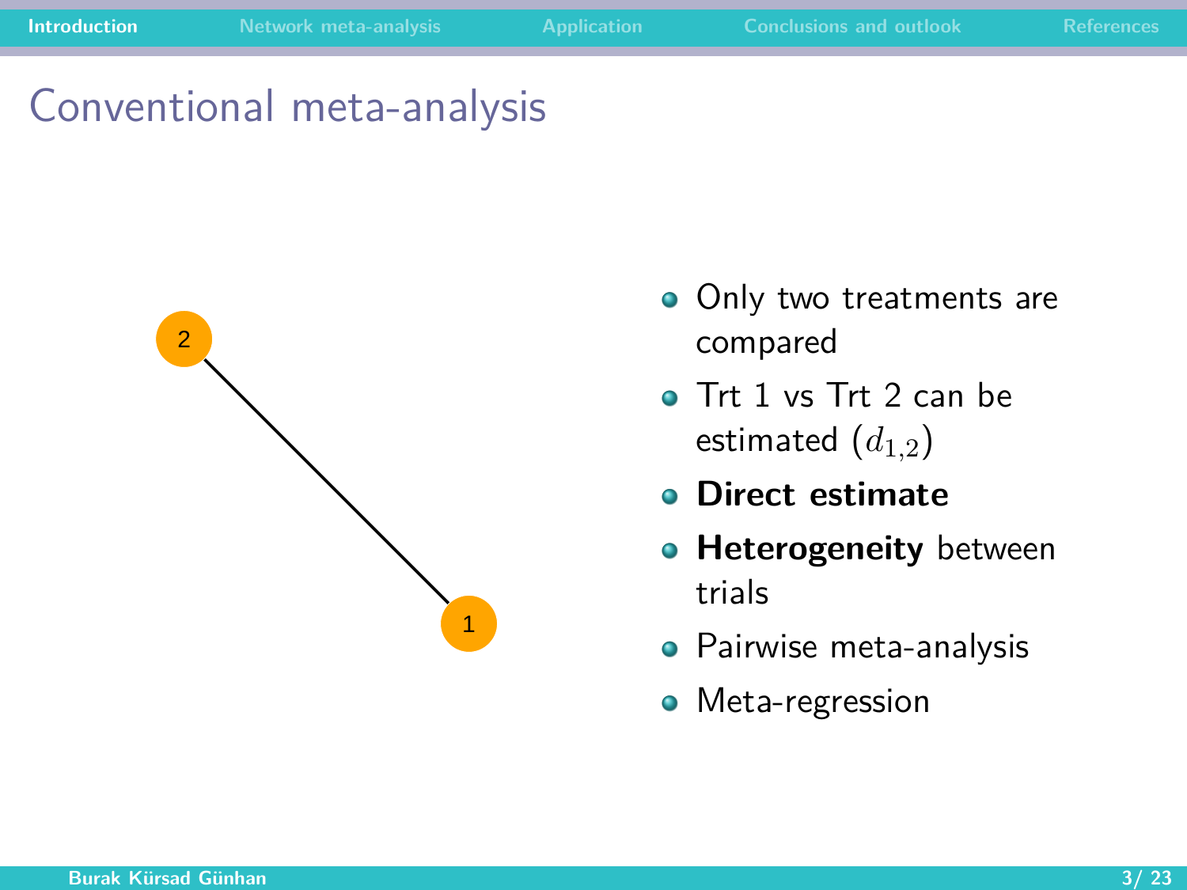# Conventional meta-analysis

- Only two treatments are compared
- Trt 1 vs Trt 2 can be estimated ($d_{1,2}$)
- **Direct estimate**
- **Heterogeneity** between trials
- Pairwise meta-analysis
- Meta-regression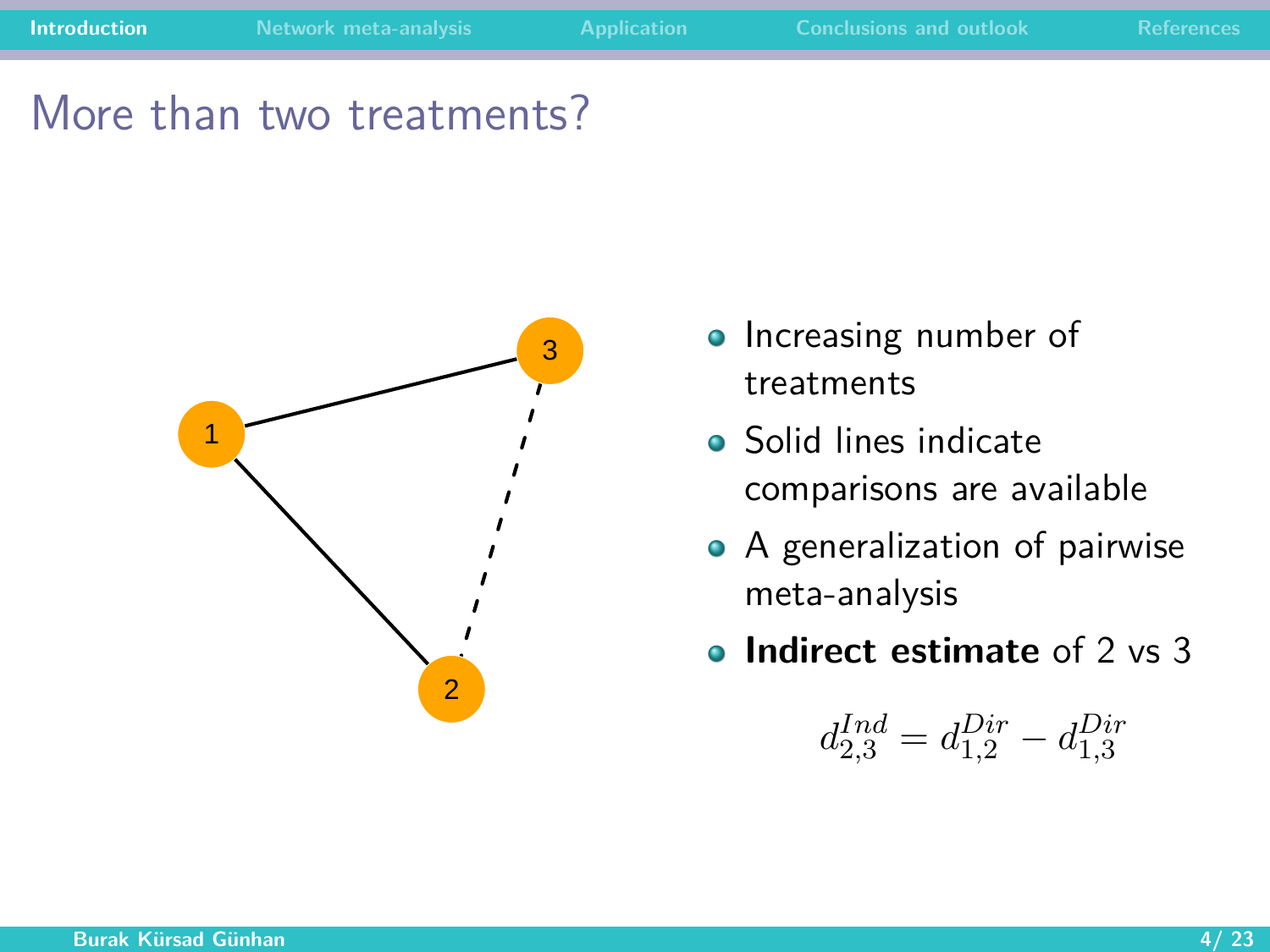# More than two treatments?

- Increasing number of treatments
- Solid lines indicate comparisons are available
- A generalization of pairwise meta-analysis
- **Indirect estimate** of 2 vs 3

$$d_{2,3}^{Ind} = d_{1,2}^{Dir} - d_{1,3}^{Dir}$$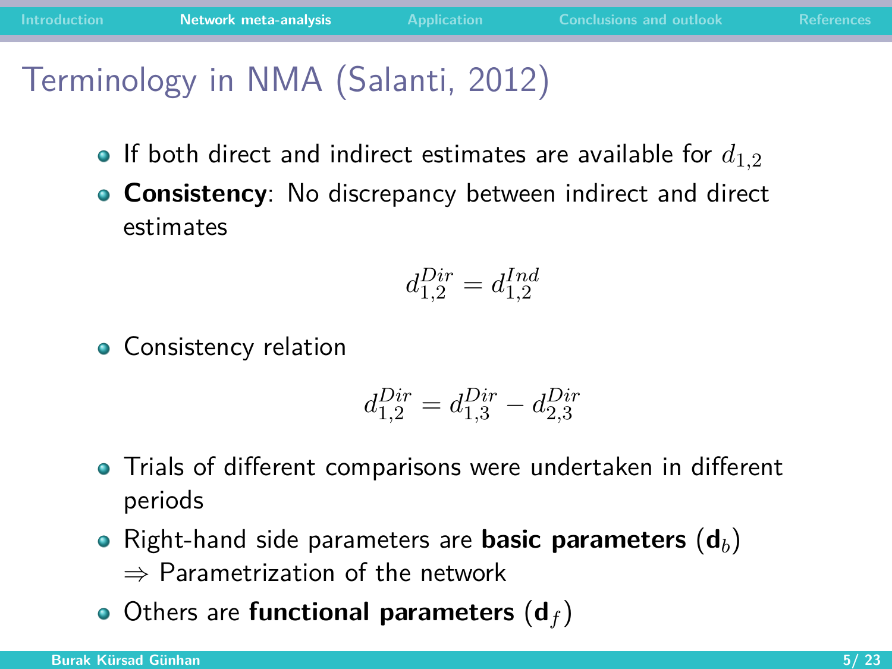# Terminology in NMA (Salanti, 2012)

- If both direct and indirect estimates are available for $d_{1,2}$
- **Consistency**: No discrepancy between indirect and direct estimates

$$d_{1,2}^{Dir} = d_{1,2}^{Ind}$$

- Consistency relation

$$d_{1,2}^{Dir} = d_{1,3}^{Dir} - d_{2,3}^{Dir}$$

- Trials of different comparisons were undertaken in different periods
- Right-hand side parameters are **basic parameters** ($\mathbf{d}_b$)
  $\Rightarrow$ Parametrization of the network
- Others are **functional parameters** ($\mathbf{d}_f$)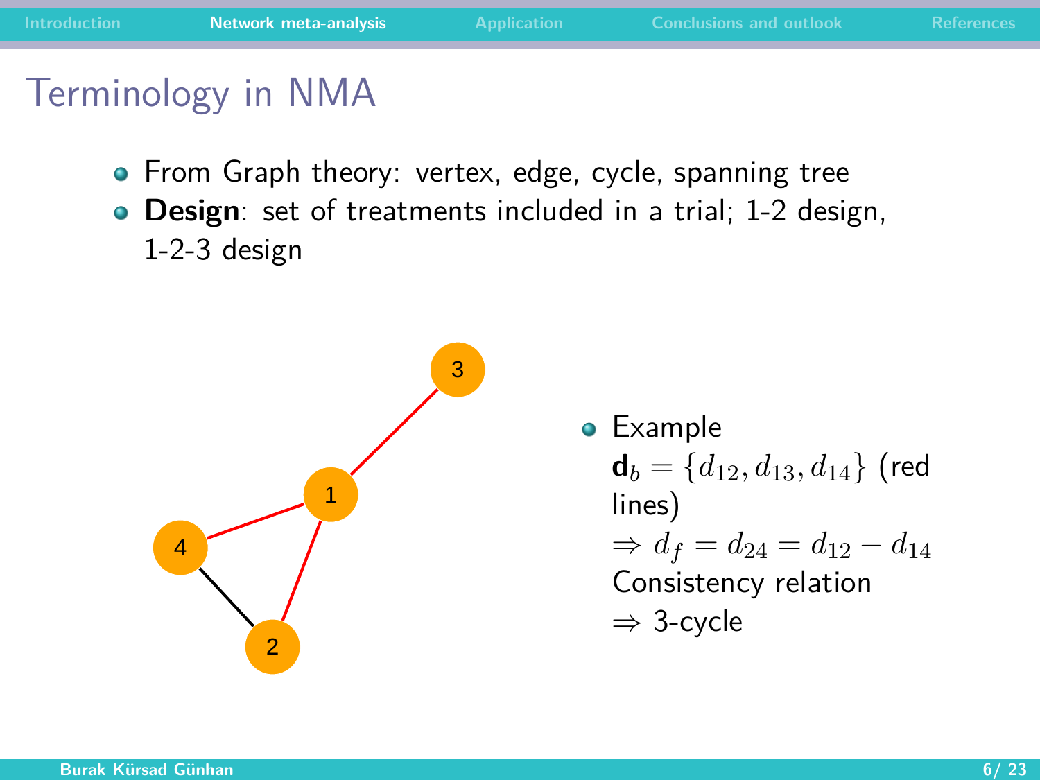# Terminology in NMA

- From Graph theory: vertex, edge, cycle, spanning tree
- **Design**: set of treatments included in a trial; 1-2 design, 1-2-3 design

- Example
  $\mathbf{d}_b = \{d_{12}, d_{13}, d_{14}\}$ (red lines)
  $\Rightarrow d_f = d_{24} = d_{12} - d_{14}$
  Consistency relation
  $\Rightarrow$ 3-cycle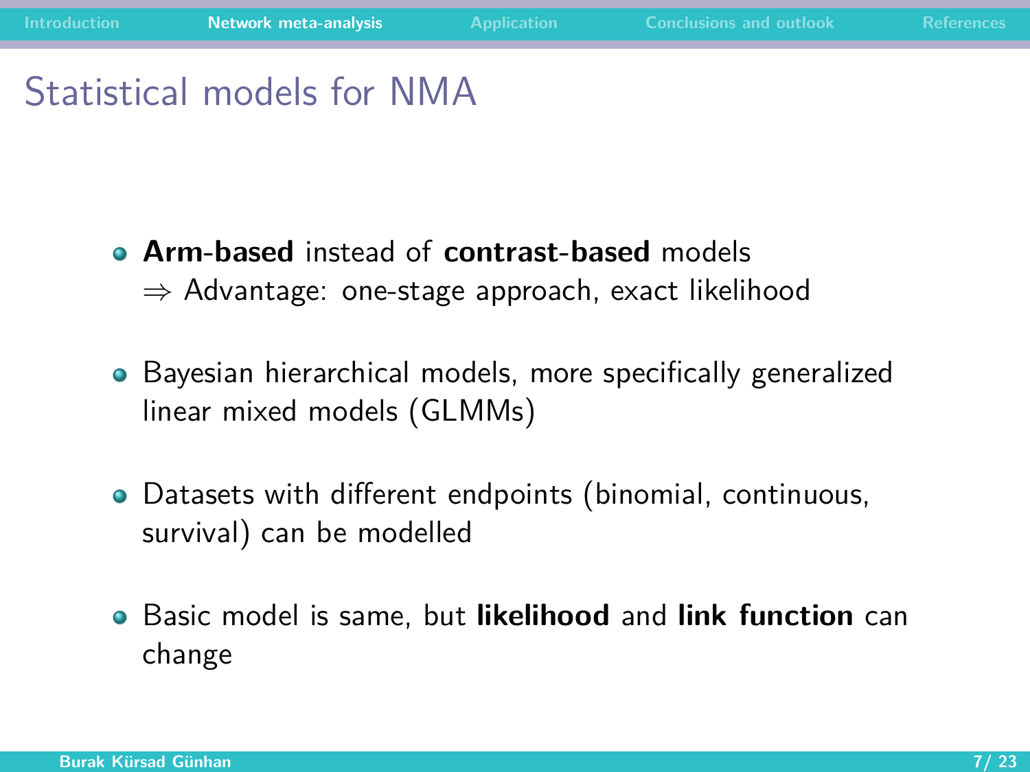# Statistical models for NMA

- **Arm-based** instead of **contrast-based** models
  $\Rightarrow$ Advantage: one-stage approach, exact likelihood

- Bayesian hierarchical models, more specifically generalized linear mixed models (GLMMs)

- Datasets with different endpoints (binomial, continuous, survival) can be modelled

- Basic model is same, but **likelihood** and **link function** can change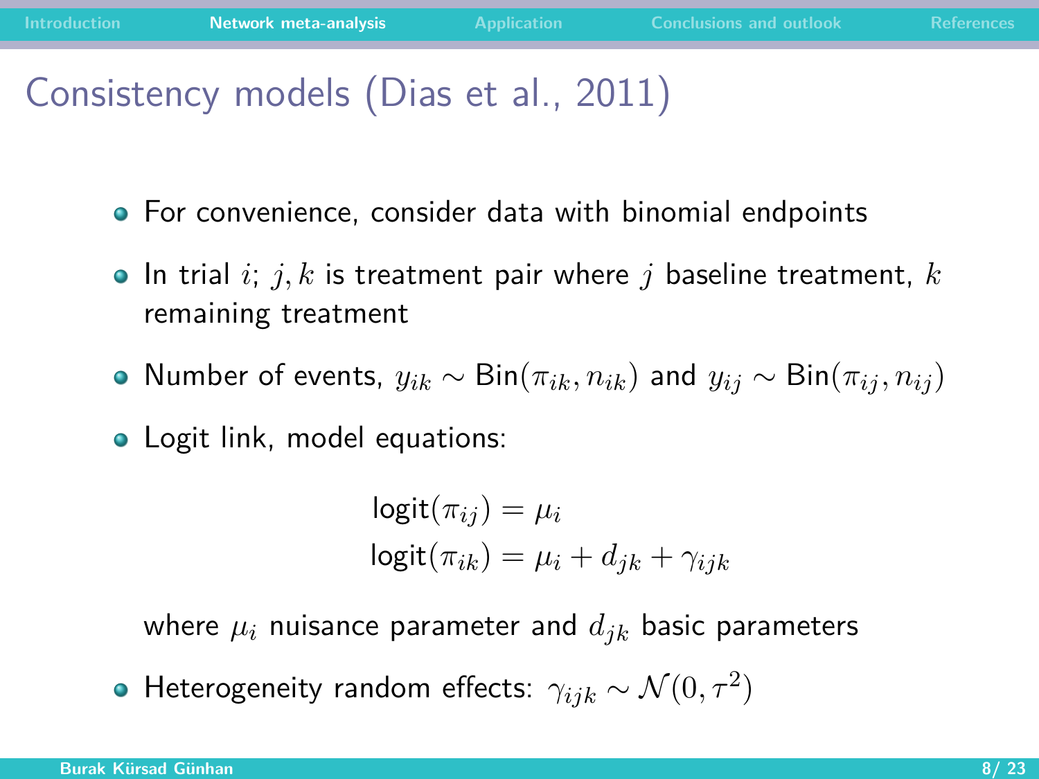# Consistency models (Dias et al., 2011)

- For convenience, consider data with binomial endpoints
- In trial $i$; $j, k$ is treatment pair where $j$ baseline treatment, $k$ remaining treatment
- Number of events, $y_{ik} \sim \text{Bin}(\pi_{ik}, n_{ik})$ and $y_{ij} \sim \text{Bin}(\pi_{ij}, n_{ij})$
- Logit link, model equations:

$$
\begin{aligned}
\text{logit}(\pi_{ij}) &= \mu_i \\
\text{logit}(\pi_{ik}) &= \mu_i + d_{jk} + \gamma_{ijk}
\end{aligned}
$$

  where $\mu_i$ nuisance parameter and $d_{jk}$ basic parameters

- Heterogeneity random effects: $\gamma_{ijk} \sim \mathcal{N}(0, \tau^2)$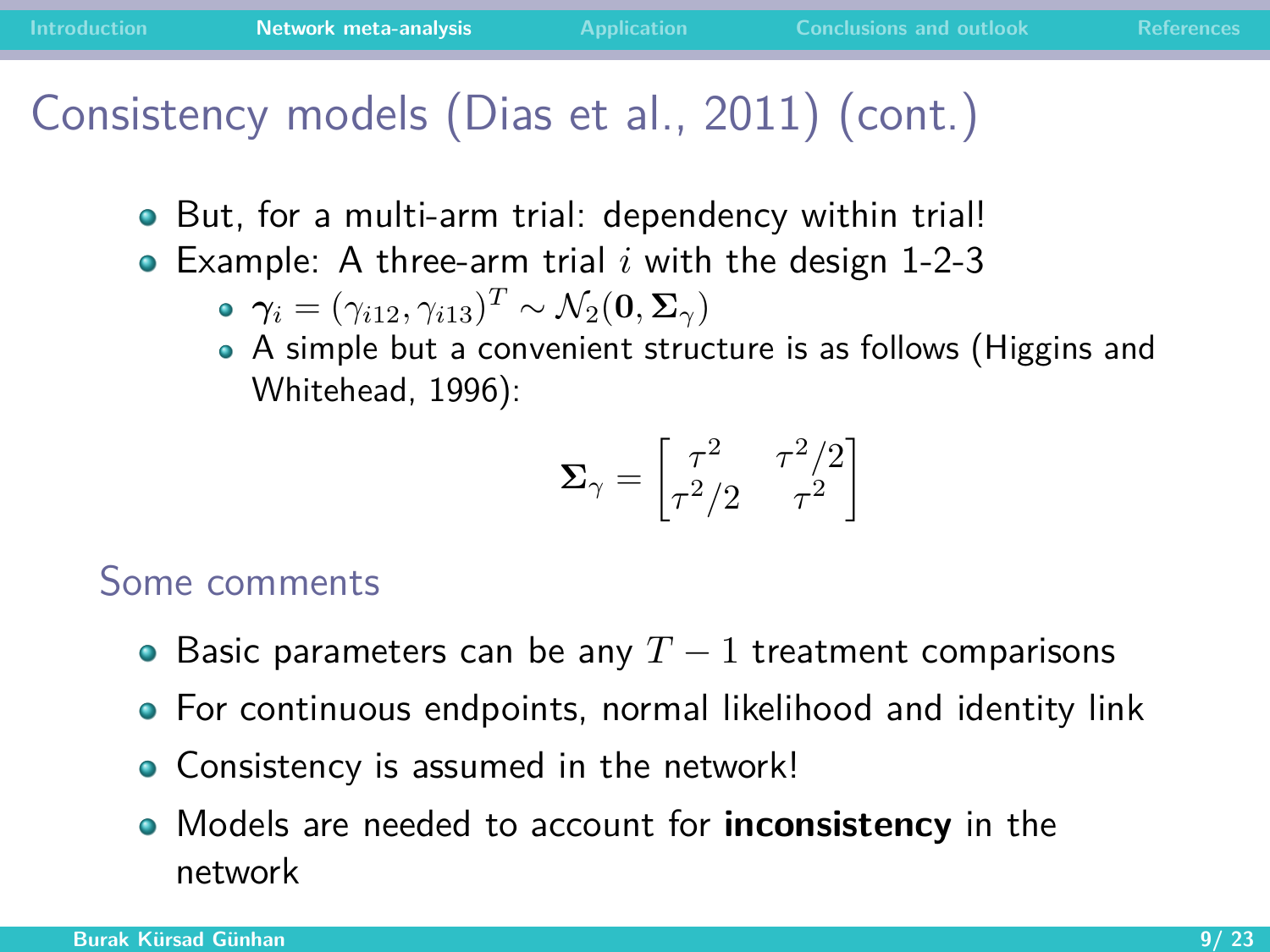# Consistency models (Dias et al., 2011) (cont.)

- But, for a multi-arm trial: dependency within trial!
- Example: A three-arm trial $i$ with the design 1-2-3
  - $\boldsymbol{\gamma}_i = (\gamma_{i12}, \gamma_{i13})^T \sim \mathcal{N}_2(\mathbf{0}, \boldsymbol{\Sigma}_\gamma)$
  - A simple but a convenient structure is as follows (Higgins and Whitehead, 1996):

$$\boldsymbol{\Sigma}_\gamma = \begin{bmatrix} \tau^2 & \tau^2/2 \\ \tau^2/2 & \tau^2 \end{bmatrix}$$

## Some comments

- Basic parameters can be any $T-1$ treatment comparisons
- For continuous endpoints, normal likelihood and identity link
- Consistency is assumed in the network!
- Models are needed to account for **inconsistency** in the network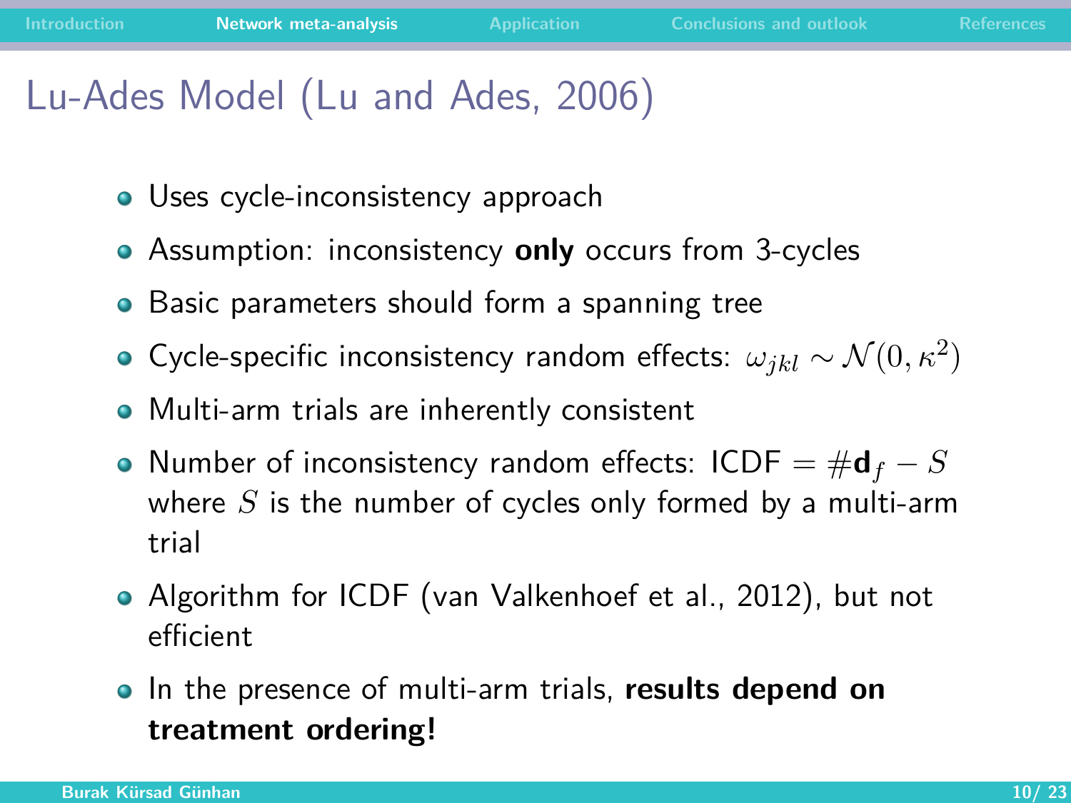# Lu-Ades Model (Lu and Ades, 2006)

- Uses cycle-inconsistency approach
- Assumption: inconsistency **only** occurs from 3-cycles
- Basic parameters should form a spanning tree
- Cycle-specific inconsistency random effects: $\omega_{jkl} \sim \mathcal{N}(0, \kappa^2)$
- Multi-arm trials are inherently consistent
- Number of inconsistency random effects: ICDF $= \#\mathbf{d}_f - S$ where $S$ is the number of cycles only formed by a multi-arm trial
- Algorithm for ICDF (van Valkenhoef et al., 2012), but not efficient
- In the presence of multi-arm trials, **results depend on treatment ordering!**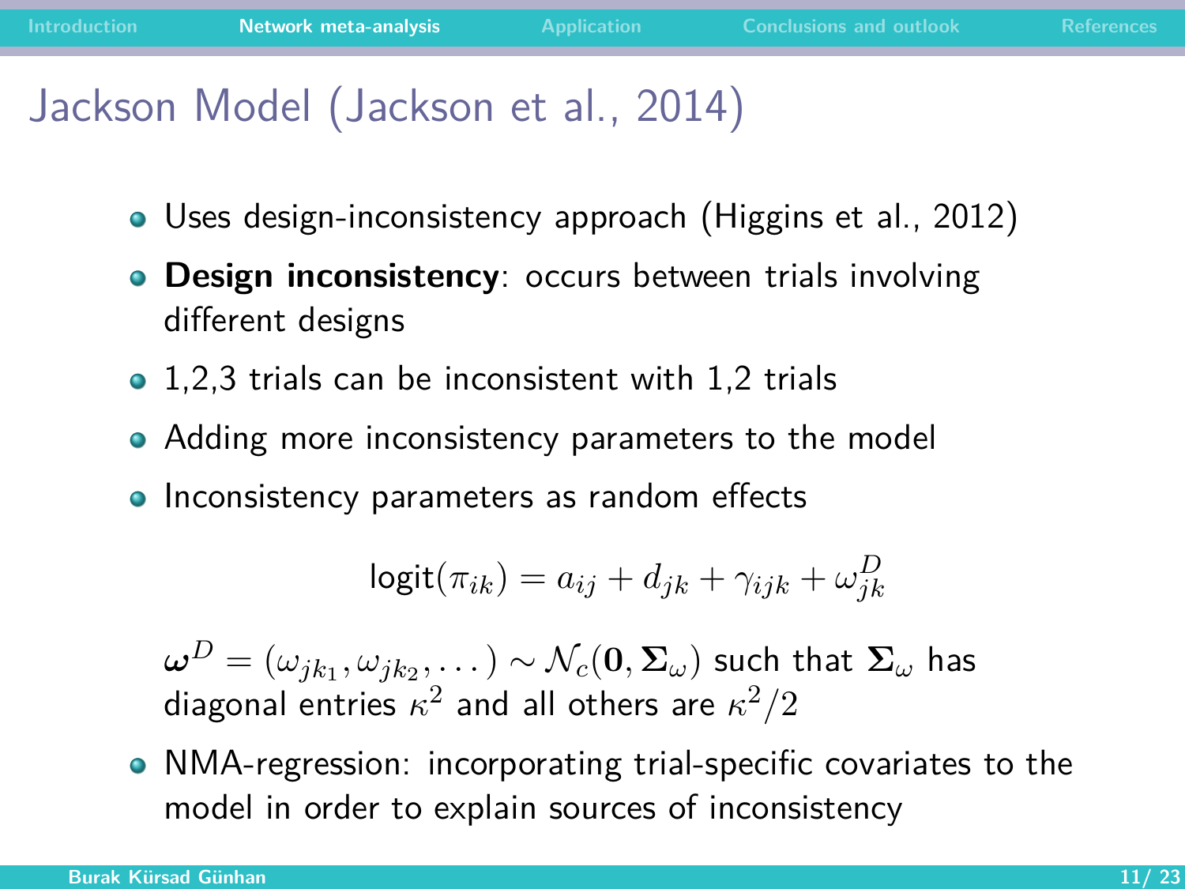# Jackson Model (Jackson et al., 2014)

- Uses design-inconsistency approach (Higgins et al., 2012)
- **Design inconsistency**: occurs between trials involving different designs
- 1,2,3 trials can be inconsistent with 1,2 trials
- Adding more inconsistency parameters to the model
- Inconsistency parameters as random effects

$$\text{logit}(\pi_{ik}) = a_{ij} + d_{jk} + \gamma_{ijk} + \omega_{jk}^{D}$$

  $\boldsymbol{\omega}^{D} = (\omega_{jk_1}, \omega_{jk_2}, \dots) \sim \mathcal{N}_c(\mathbf{0}, \boldsymbol{\Sigma}_{\omega})$ such that $\boldsymbol{\Sigma}_{\omega}$ has diagonal entries $\kappa^2$ and all others are $\kappa^2/2$

- NMA-regression: incorporating trial-specific covariates to the model in order to explain sources of inconsistency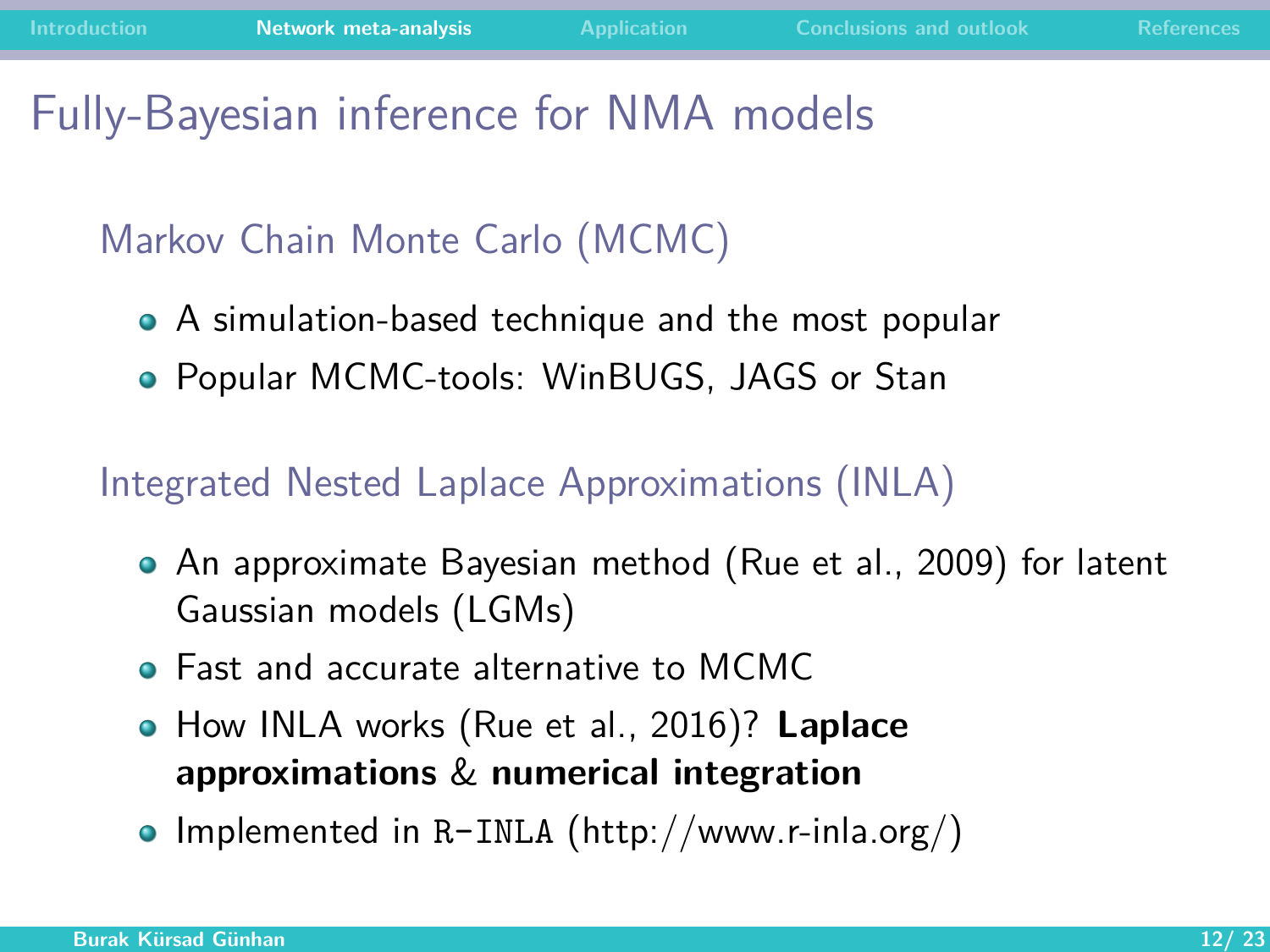# Fully-Bayesian inference for NMA models

## Markov Chain Monte Carlo (MCMC)

- A simulation-based technique and the most popular
- Popular MCMC-tools: WinBUGS, JAGS or Stan

## Integrated Nested Laplace Approximations (INLA)

- An approximate Bayesian method (Rue et al., 2009) for latent Gaussian models (LGMs)
- Fast and accurate alternative to MCMC
- How INLA works (Rue et al., 2016)? **Laplace approximations** & **numerical integration**
- Implemented in `R-INLA` (http://www.r-inla.org/)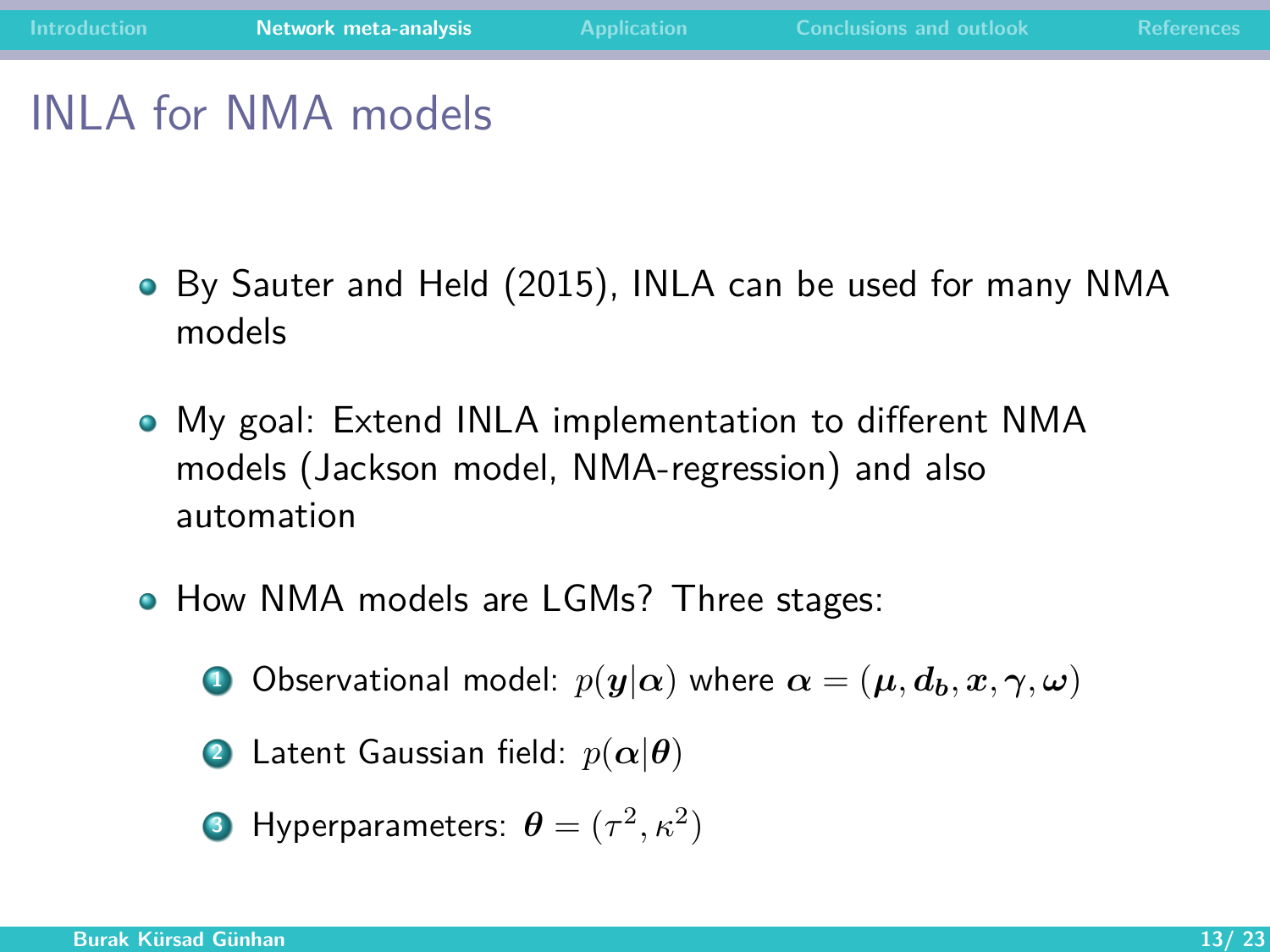# INLA for NMA models

- By Sauter and Held (2015), INLA can be used for many NMA models
- My goal: Extend INLA implementation to different NMA models (Jackson model, NMA-regression) and also automation
- How NMA models are LGMs? Three stages:
  1. Observational model: $p(\boldsymbol{y}|\boldsymbol{\alpha})$ where $\boldsymbol{\alpha} = (\boldsymbol{\mu}, \boldsymbol{d_b}, \boldsymbol{x}, \boldsymbol{\gamma}, \boldsymbol{\omega})$
  2. Latent Gaussian field: $p(\boldsymbol{\alpha}|\boldsymbol{\theta})$
  3. Hyperparameters: $\boldsymbol{\theta} = (\tau^2, \kappa^2)$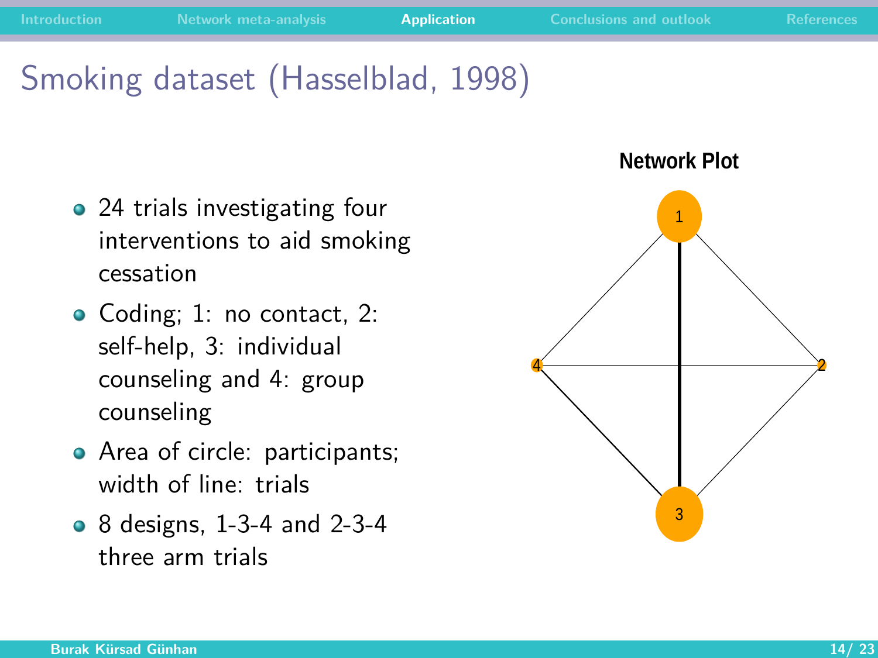# Smoking dataset (Hasselblad, 1998)

- 24 trials investigating four interventions to aid smoking cessation
- Coding; 1: no contact, 2: self-help, 3: individual counseling and 4: group counseling
- Area of circle: participants; width of line: trials
- 8 designs, 1-3-4 and 2-3-4 three arm trials

**Network Plot**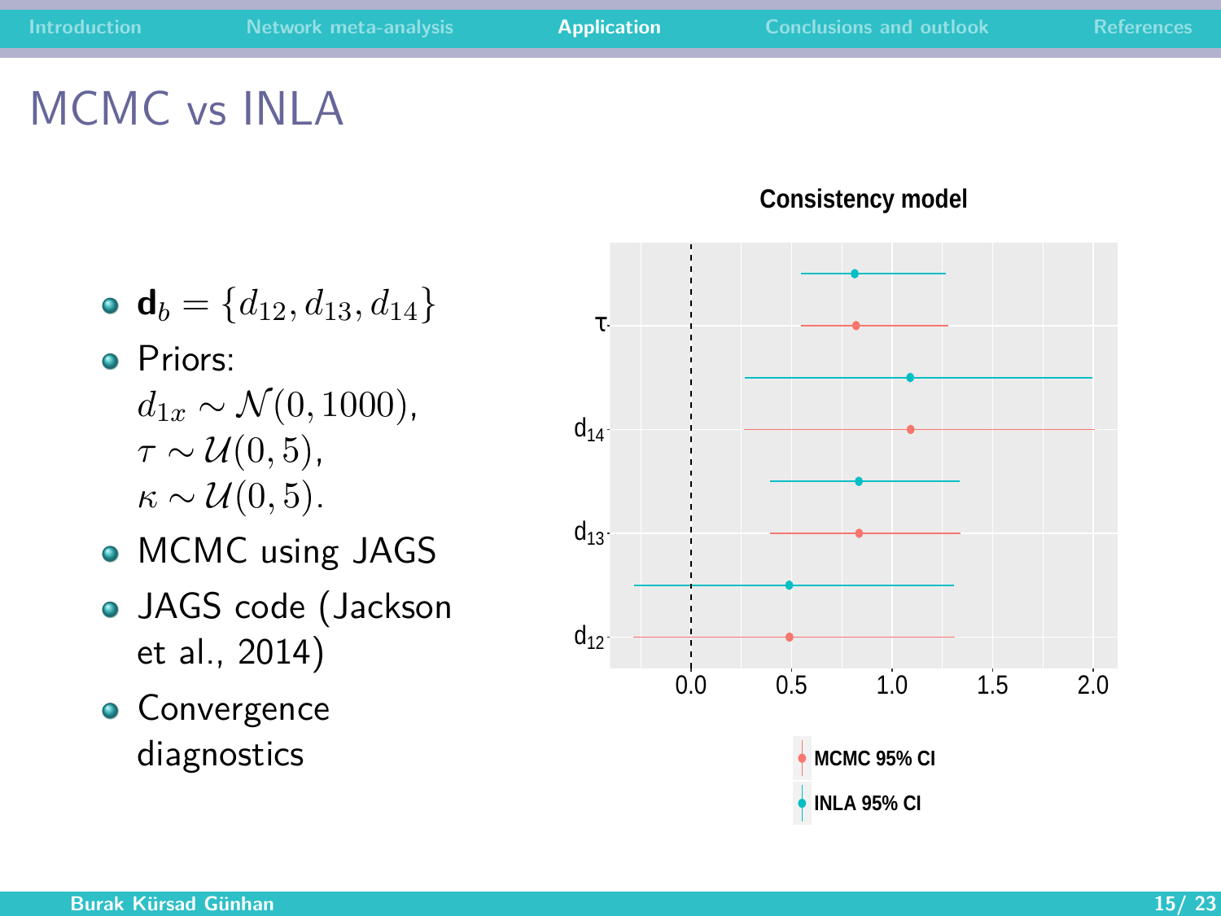# MCMC vs INLA

- $\mathbf{d}_b = \{d_{12}, d_{13}, d_{14}\}$
- Priors:
  $d_{1x} \sim \mathcal{N}(0, 1000)$,
  $\tau \sim \mathcal{U}(0, 5)$,
  $\kappa \sim \mathcal{U}(0, 5)$.
- MCMC using JAGS
- JAGS code (Jackson et al., 2014)
- Convergence diagnostics

**Consistency model**

MCMC 95% CI

INLA 95% CI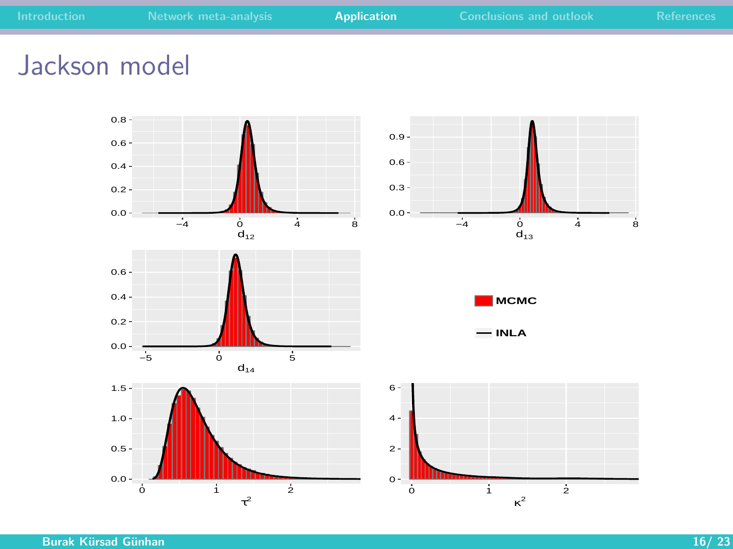# Jackson model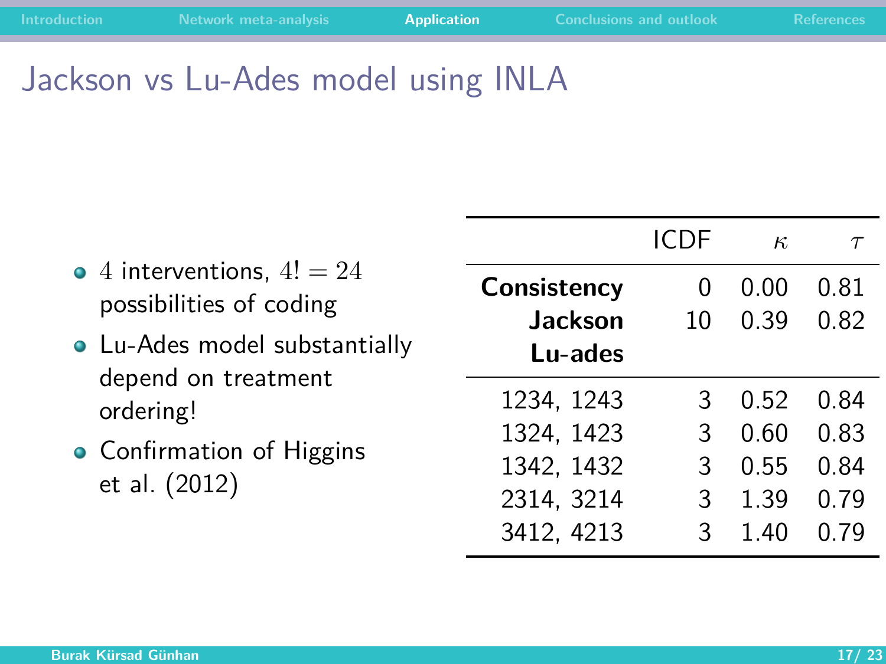# Jackson vs Lu-Ades model using INLA

- $4$ interventions, $4! = 24$ possibilities of coding
- Lu-Ades model substantially depend on treatment ordering!
- Confirmation of Higgins et al. (2012)

| | ICDF | $\kappa$ | $\tau$ |
|---|---|---|---|
| **Consistency** | 0 | 0.00 | 0.81 |
| **Jackson** | 10 | 0.39 | 0.82 |
| **Lu-ades** | | | |
| 1234, 1243 | 3 | 0.52 | 0.84 |
| 1324, 1423 | 3 | 0.60 | 0.83 |
| 1342, 1432 | 3 | 0.55 | 0.84 |
| 2314, 3214 | 3 | 1.39 | 0.79 |
| 3412, 4213 | 3 | 1.40 | 0.79 |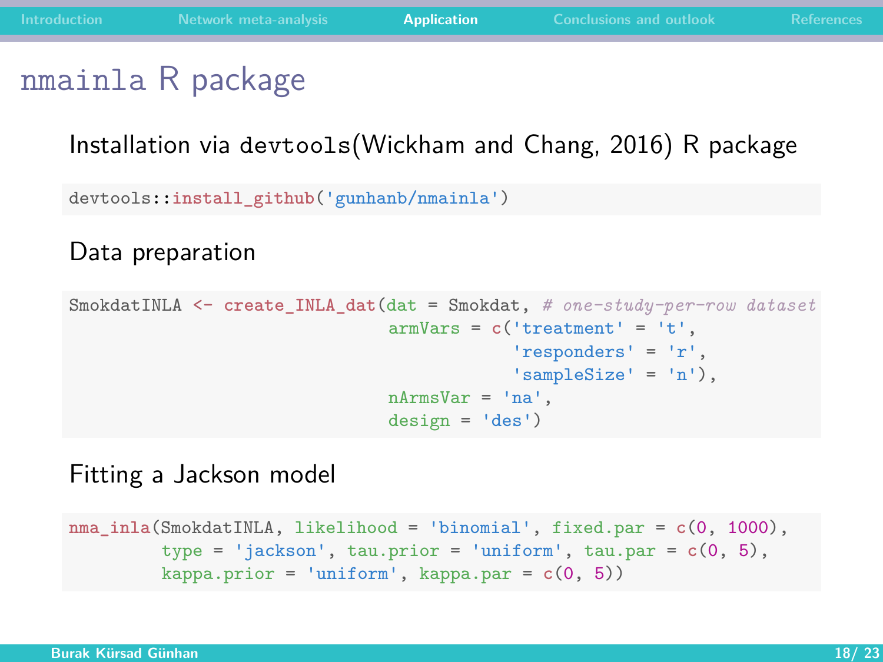# nmainla R package

Installation via devtools(Wickham and Chang, 2016) R package

```
devtools::install_github('gunhanb/nmainla')
```

Data preparation

```
SmokdatINLA <- create_INLA_dat(dat = Smokdat, # one-study-per-row dataset
                               armVars = c('treatment' = 't',
                                           'responders' = 'r',
                                           'sampleSize' = 'n'),
                               nArmsVar = 'na',
                               design = 'des')
```

Fitting a Jackson model

```
nma_inla(SmokdatINLA, likelihood = 'binomial', fixed.par = c(0, 1000),
         type = 'jackson', tau.prior = 'uniform', tau.par = c(0, 5),
         kappa.prior = 'uniform', kappa.par = c(0, 5))
```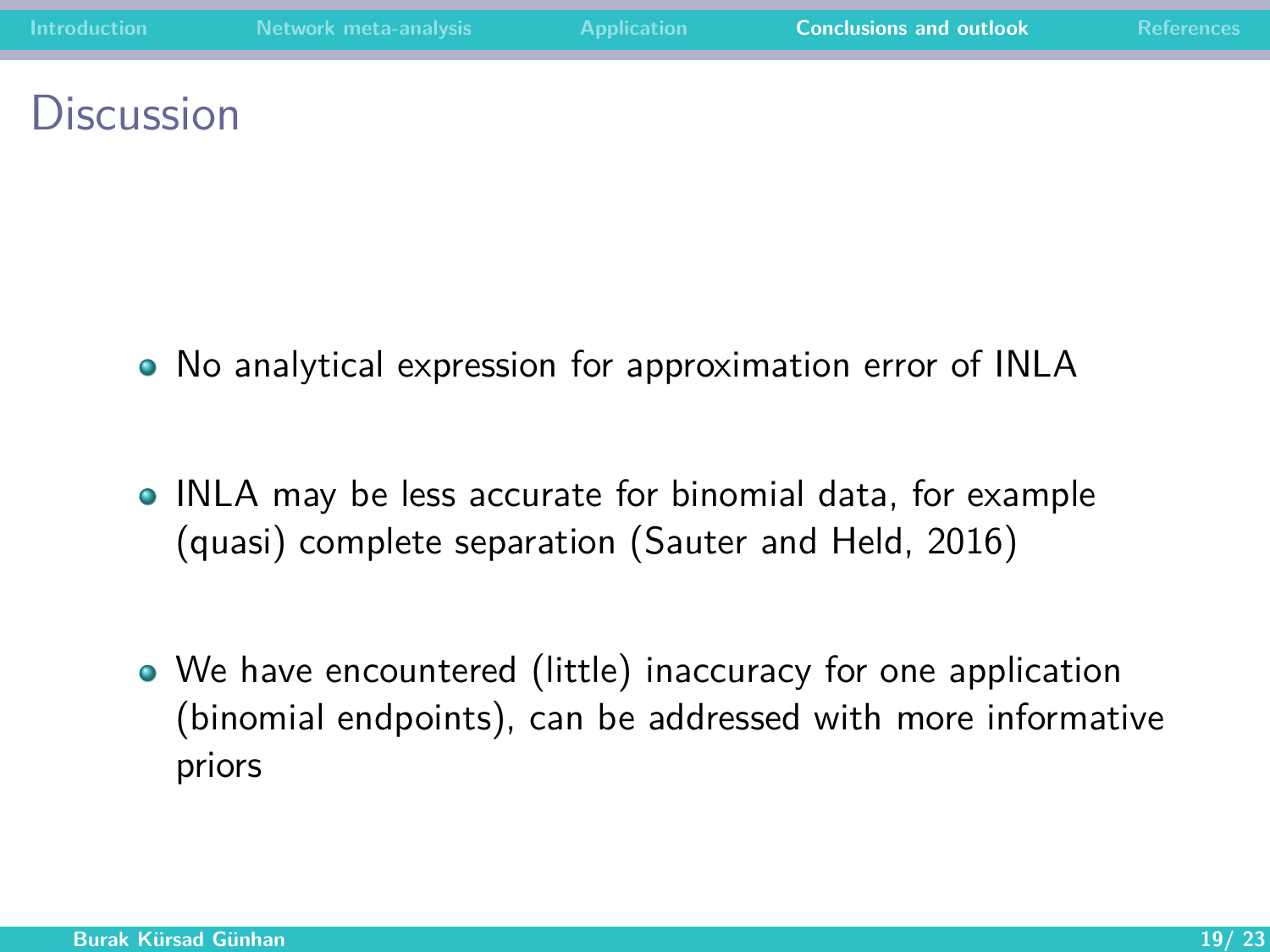# Discussion

- No analytical expression for approximation error of INLA
- INLA may be less accurate for binomial data, for example (quasi) complete separation (Sauter and Held, 2016)
- We have encountered (little) inaccuracy for one application (binomial endpoints), can be addressed with more informative priors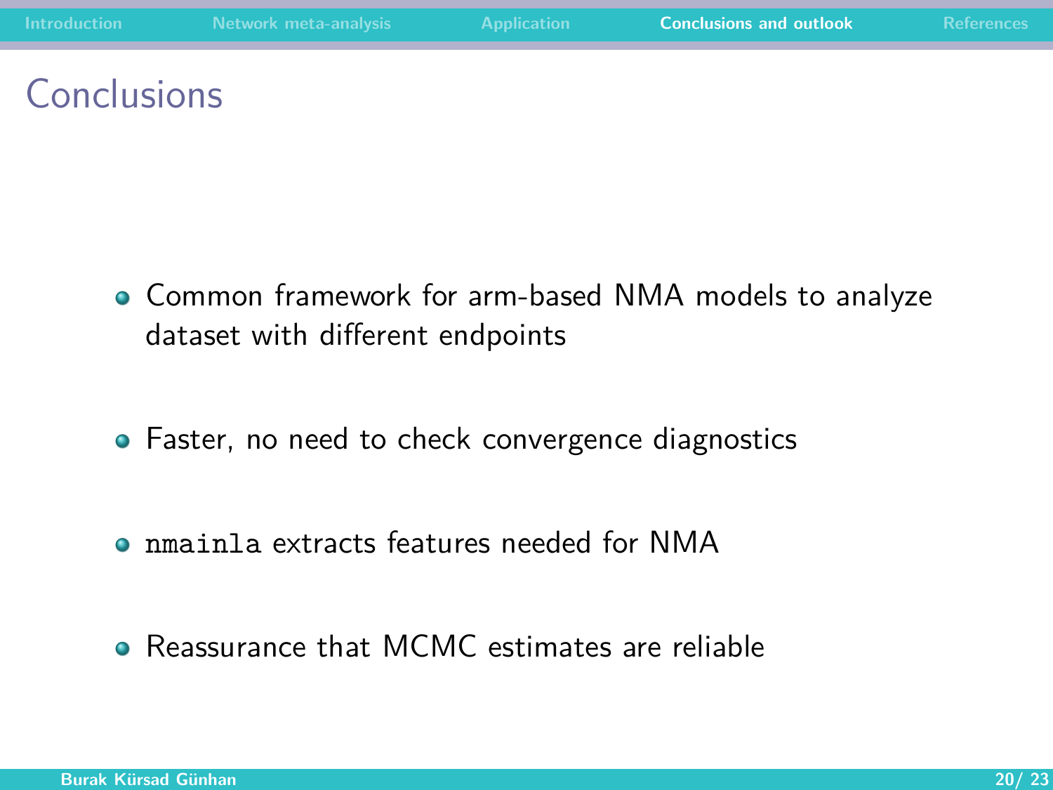# Conclusions

- Common framework for arm-based NMA models to analyze dataset with different endpoints
- Faster, no need to check convergence diagnostics
- `nmainla` extracts features needed for NMA
- Reassurance that MCMC estimates are reliable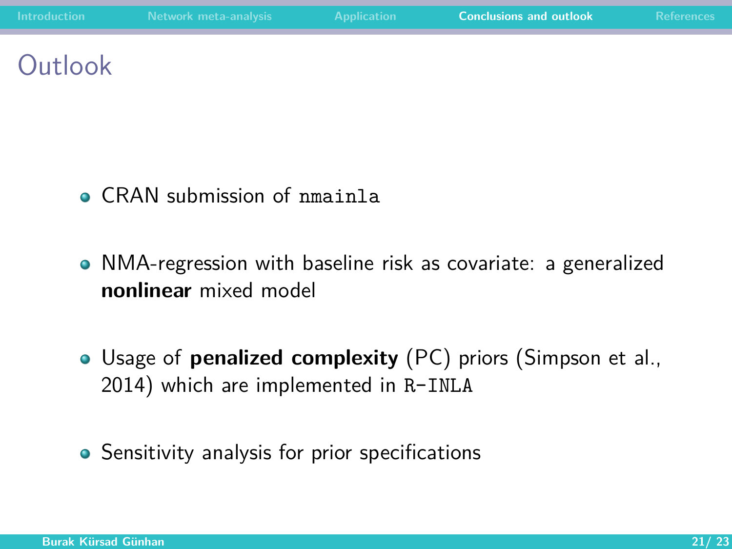# Outlook

- CRAN submission of `nmainla`
- NMA-regression with baseline risk as covariate: a generalized **nonlinear** mixed model
- Usage of **penalized complexity** (PC) priors (Simpson et al., 2014) which are implemented in `R-INLA`
- Sensitivity analysis for prior specifications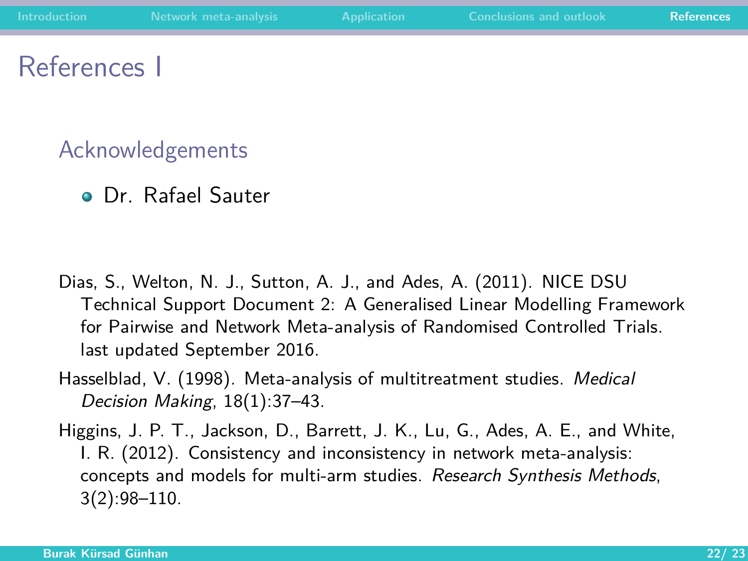# References I

## Acknowledgements

- Dr. Rafael Sauter

Dias, S., Welton, N. J., Sutton, A. J., and Ades, A. (2011). NICE DSU Technical Support Document 2: A Generalised Linear Modelling Framework for Pairwise and Network Meta-analysis of Randomised Controlled Trials. last updated September 2016.

Hasselblad, V. (1998). Meta-analysis of multitreatment studies. *Medical Decision Making*, 18(1):37–43.

Higgins, J. P. T., Jackson, D., Barrett, J. K., Lu, G., Ades, A. E., and White, I. R. (2012). Consistency and inconsistency in network meta-analysis: concepts and models for multi-arm studies. *Research Synthesis Methods*, 3(2):98–110.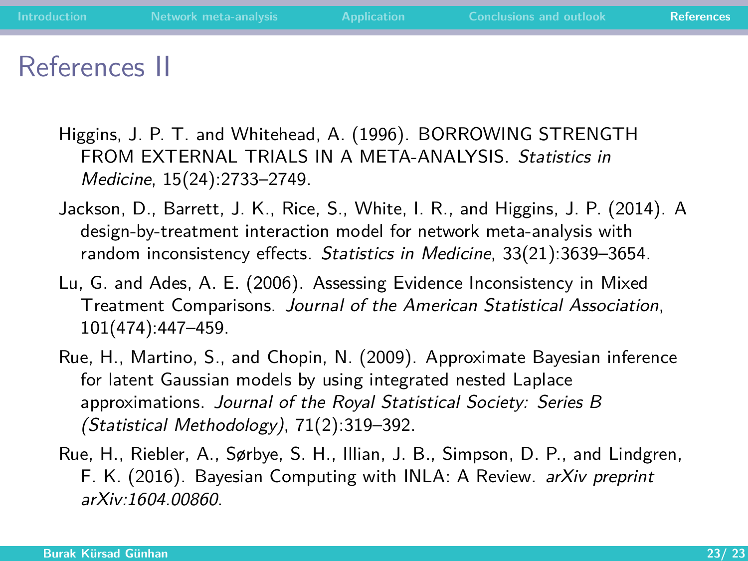# References II

Higgins, J. P. T. and Whitehead, A. (1996). BORROWING STRENGTH FROM EXTERNAL TRIALS IN A META-ANALYSIS. *Statistics in Medicine*, 15(24):2733–2749.

Jackson, D., Barrett, J. K., Rice, S., White, I. R., and Higgins, J. P. (2014). A design-by-treatment interaction model for network meta-analysis with random inconsistency effects. *Statistics in Medicine*, 33(21):3639–3654.

Lu, G. and Ades, A. E. (2006). Assessing Evidence Inconsistency in Mixed Treatment Comparisons. *Journal of the American Statistical Association*, 101(474):447–459.

Rue, H., Martino, S., and Chopin, N. (2009). Approximate Bayesian inference for latent Gaussian models by using integrated nested Laplace approximations. *Journal of the Royal Statistical Society: Series B (Statistical Methodology)*, 71(2):319–392.

Rue, H., Riebler, A., Sørbye, S. H., Illian, J. B., Simpson, D. P., and Lindgren, F. K. (2016). Bayesian Computing with INLA: A Review. *arXiv preprint arXiv:1604.00860*.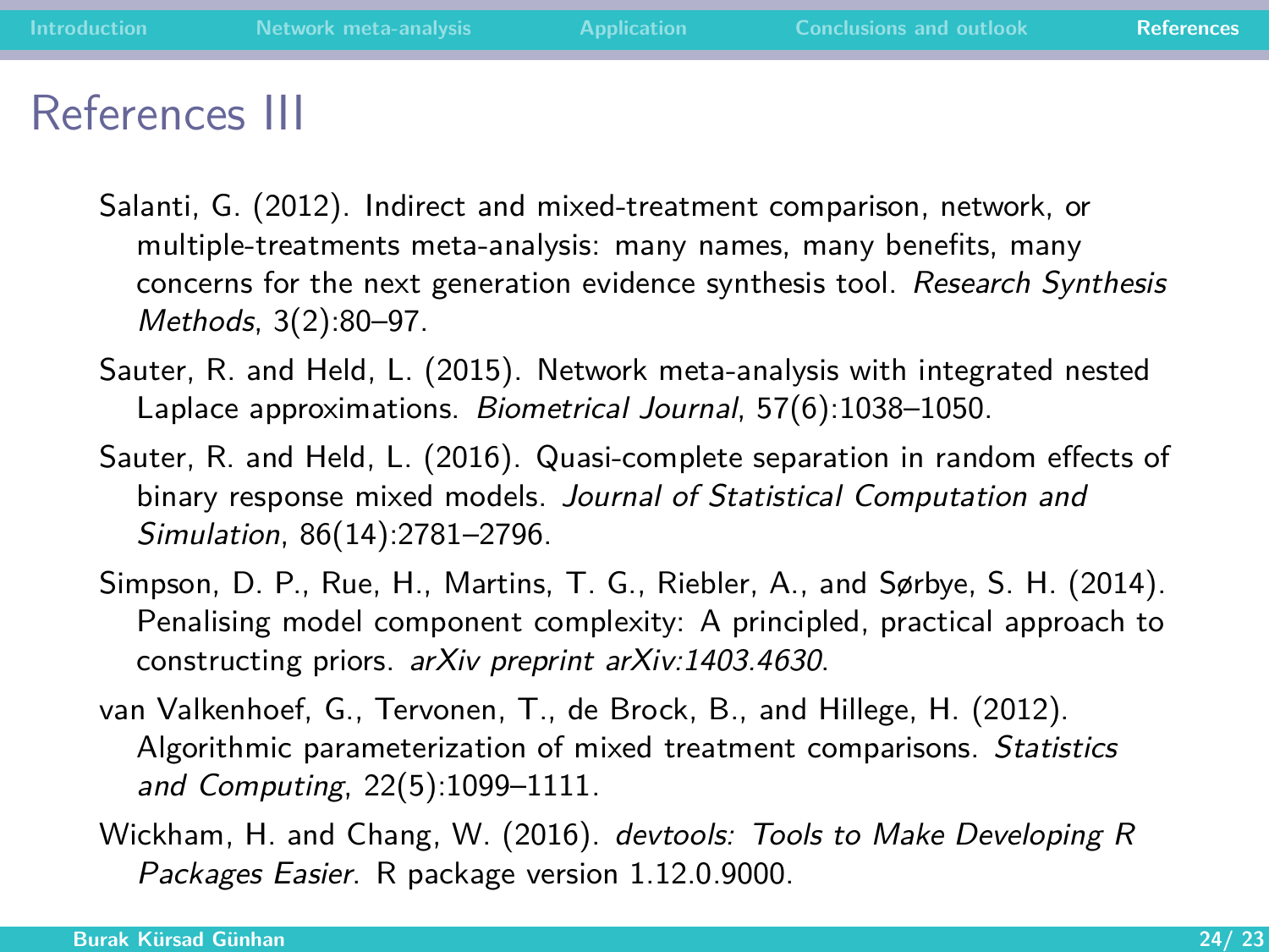# References III

Salanti, G. (2012). Indirect and mixed-treatment comparison, network, or multiple-treatments meta-analysis: many names, many benefits, many concerns for the next generation evidence synthesis tool. *Research Synthesis Methods*, 3(2):80–97.

Sauter, R. and Held, L. (2015). Network meta-analysis with integrated nested Laplace approximations. *Biometrical Journal*, 57(6):1038–1050.

Sauter, R. and Held, L. (2016). Quasi-complete separation in random effects of binary response mixed models. *Journal of Statistical Computation and Simulation*, 86(14):2781–2796.

Simpson, D. P., Rue, H., Martins, T. G., Riebler, A., and Sørbye, S. H. (2014). Penalising model component complexity: A principled, practical approach to constructing priors. *arXiv preprint arXiv:1403.4630*.

van Valkenhoef, G., Tervonen, T., de Brock, B., and Hillege, H. (2012). Algorithmic parameterization of mixed treatment comparisons. *Statistics and Computing*, 22(5):1099–1111.

Wickham, H. and Chang, W. (2016). *devtools: Tools to Make Developing R Packages Easier*. R package version 1.12.0.9000.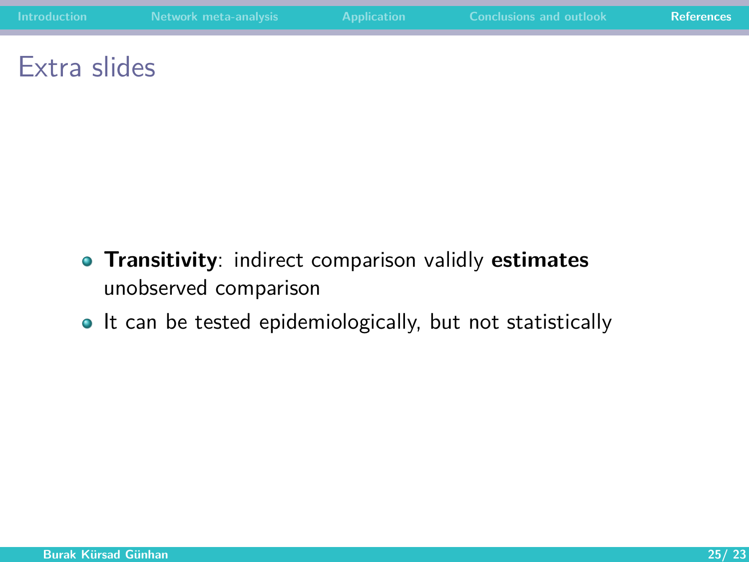# Extra slides

- **Transitivity**: indirect comparison validly **estimates** unobserved comparison
- It can be tested epidemiologically, but not statistically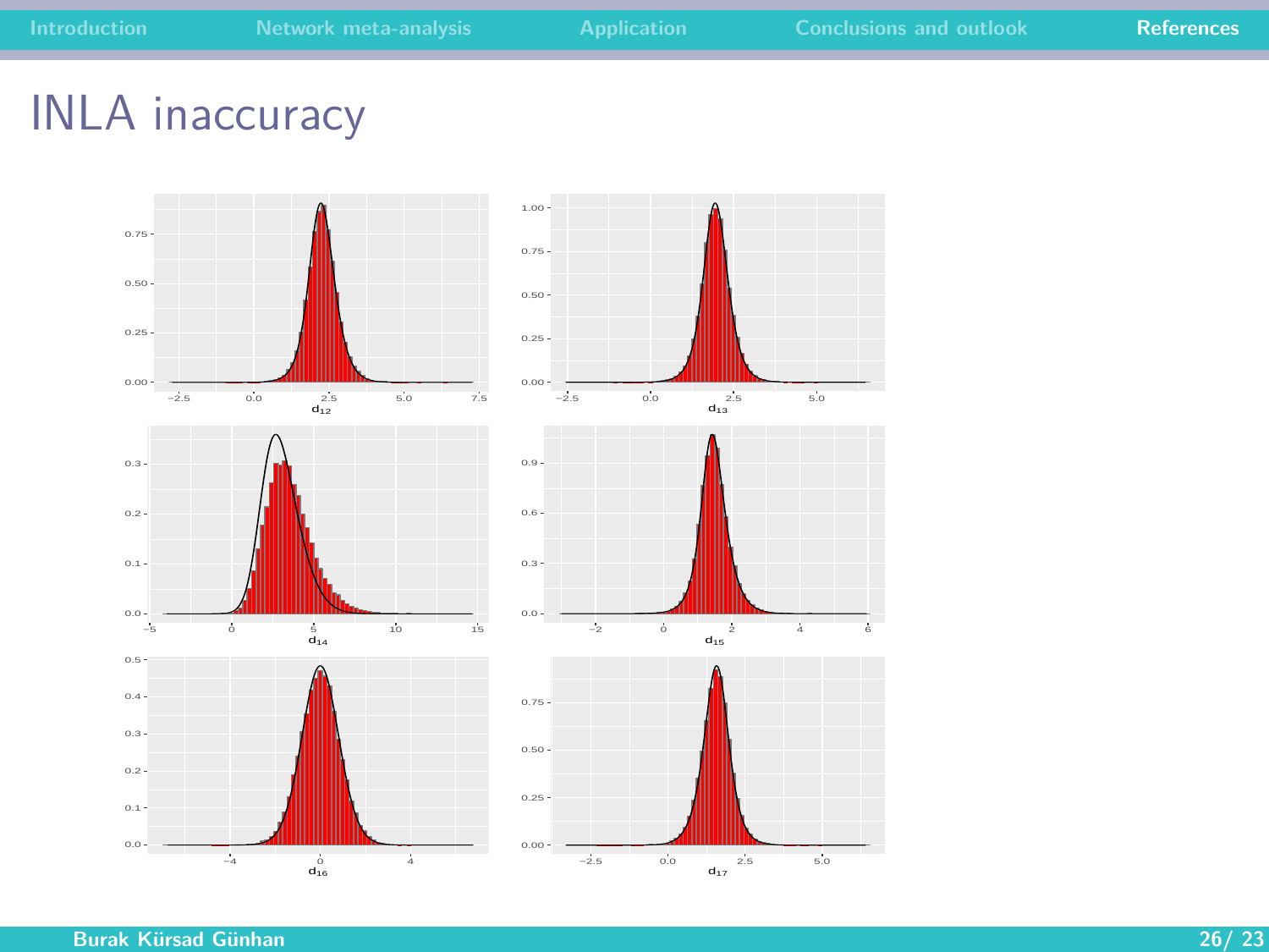# INLA inaccuracy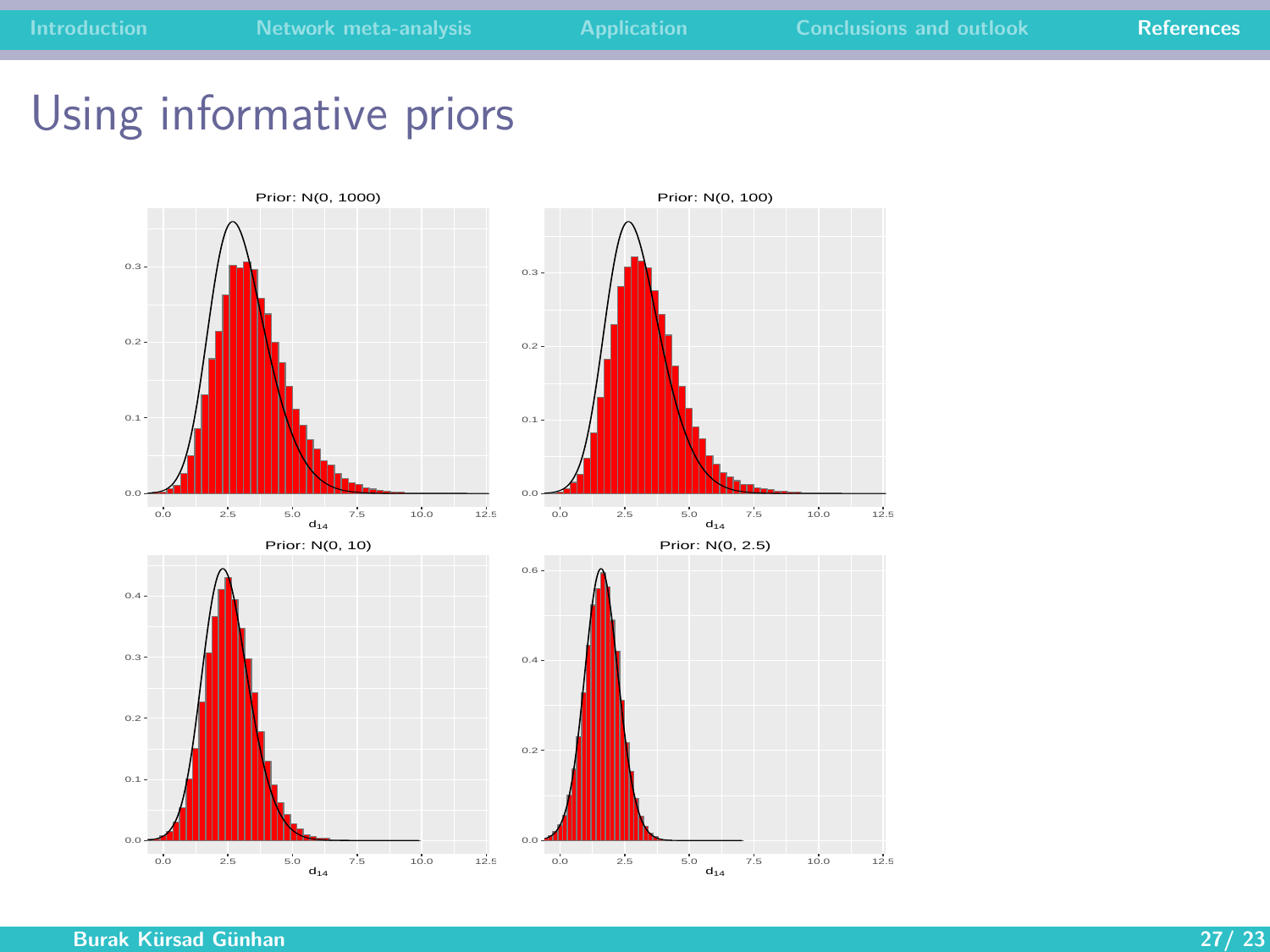# Using informative priors

Prior: N(0, 1000)

Prior: N(0, 100)

Prior: N(0, 10)

Prior: N(0, 2.5)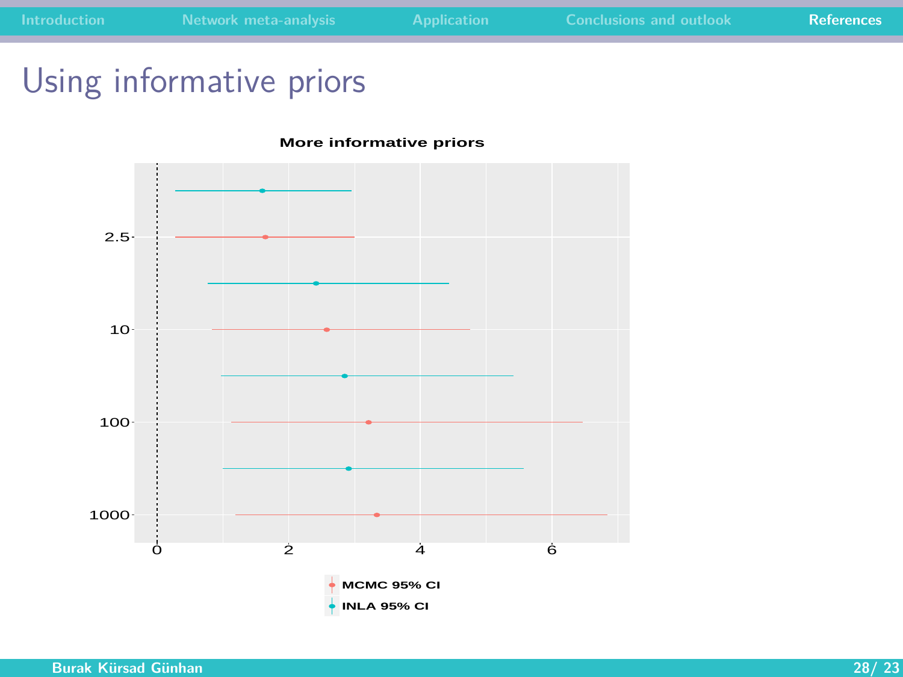# Using informative priors

**More informative priors**

| | 2.5 | 10 | 100 | 1000 |
|---|---|---|---|---|
| | | | | |

- MCMC 95% CI
- INLA 95% CI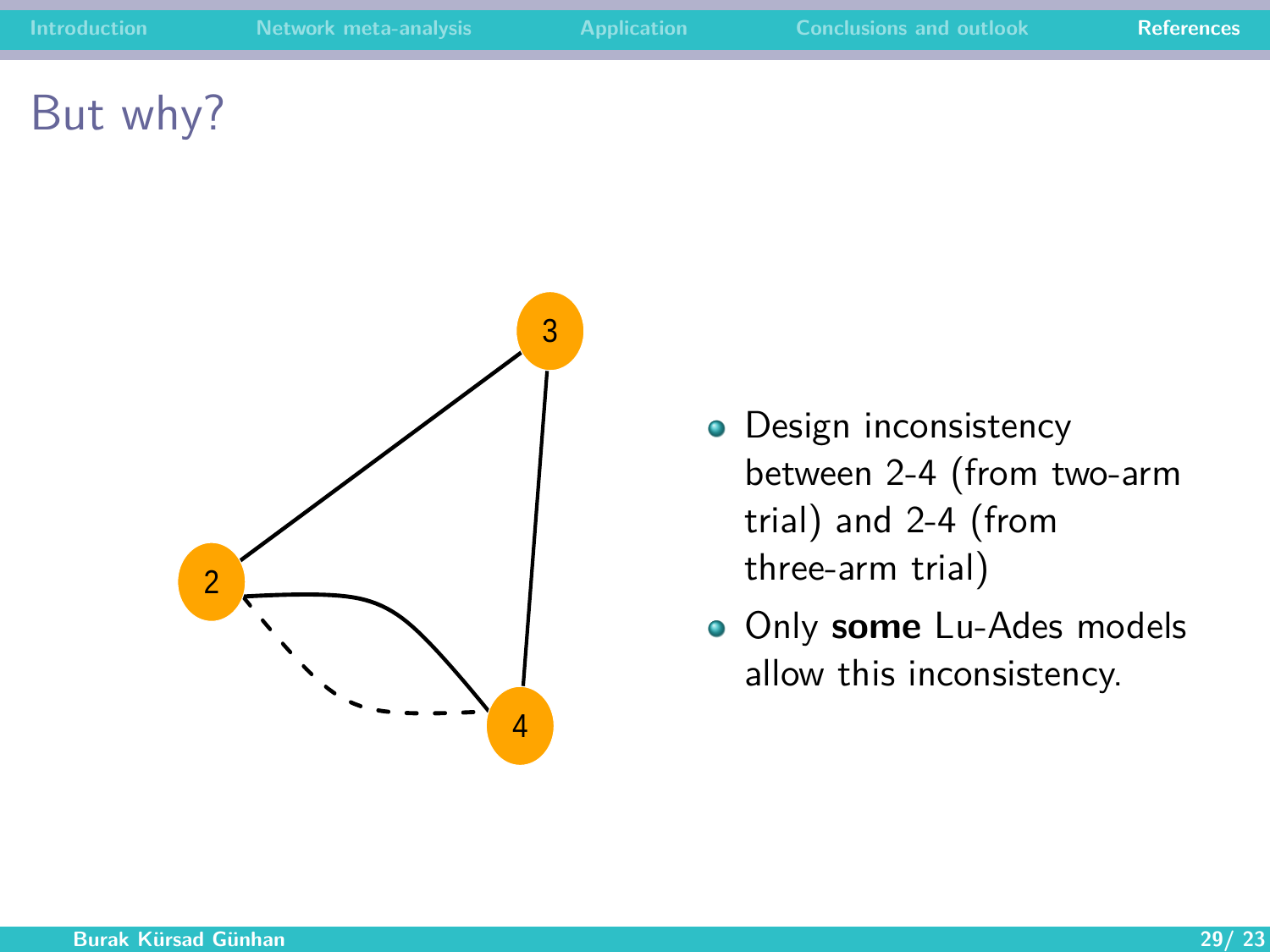# But why?

3

2

4

- Design inconsistency between 2-4 (from two-arm trial) and 2-4 (from three-arm trial)
- Only **some** Lu-Ades models allow this inconsistency.